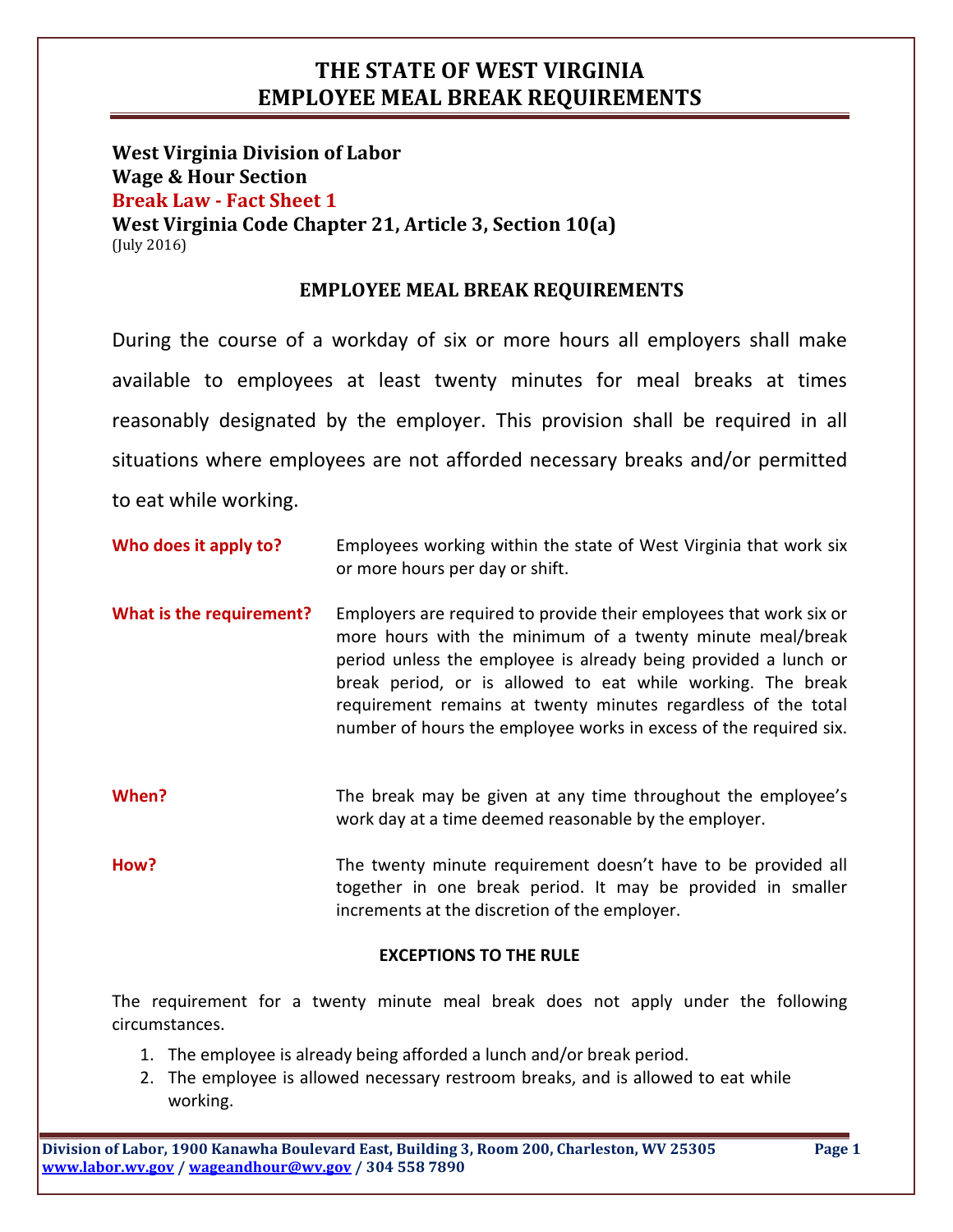# THE STATE OF WEST VIRGINIA
# EMPLOYEE MEAL BREAK REQUIREMENTS

**West Virginia Division of Labor**
**Wage & Hour Section**
**Break Law - Fact Sheet 1**
**West Virginia Code Chapter 21, Article 3, Section 10(a)**
(July 2016)

## EMPLOYEE MEAL BREAK REQUIREMENTS

During the course of a workday of six or more hours all employers shall make available to employees at least twenty minutes for meal breaks at times reasonably designated by the employer. This provision shall be required in all situations where employees are not afforded necessary breaks and/or permitted to eat while working.

**Who does it apply to?** Employees working within the state of West Virginia that work six or more hours per day or shift.

**What is the requirement?** Employers are required to provide their employees that work six or more hours with the minimum of a twenty minute meal/break period unless the employee is already being provided a lunch or break period, or is allowed to eat while working. The break requirement remains at twenty minutes regardless of the total number of hours the employee works in excess of the required six.

**When?** The break may be given at any time throughout the employee's work day at a time deemed reasonable by the employer.

**How?** The twenty minute requirement doesn't have to be provided all together in one break period. It may be provided in smaller increments at the discretion of the employer.

### EXCEPTIONS TO THE RULE

The requirement for a twenty minute meal break does not apply under the following circumstances.

1. The employee is already being afforded a lunch and/or break period.
2. The employee is allowed necessary restroom breaks, and is allowed to eat while working.

Division of Labor, 1900 Kanawha Boulevard East, Building 3, Room 200, Charleston, WV 25305
www.labor.wv.gov / wageandhour@wv.gov / 304 558 7890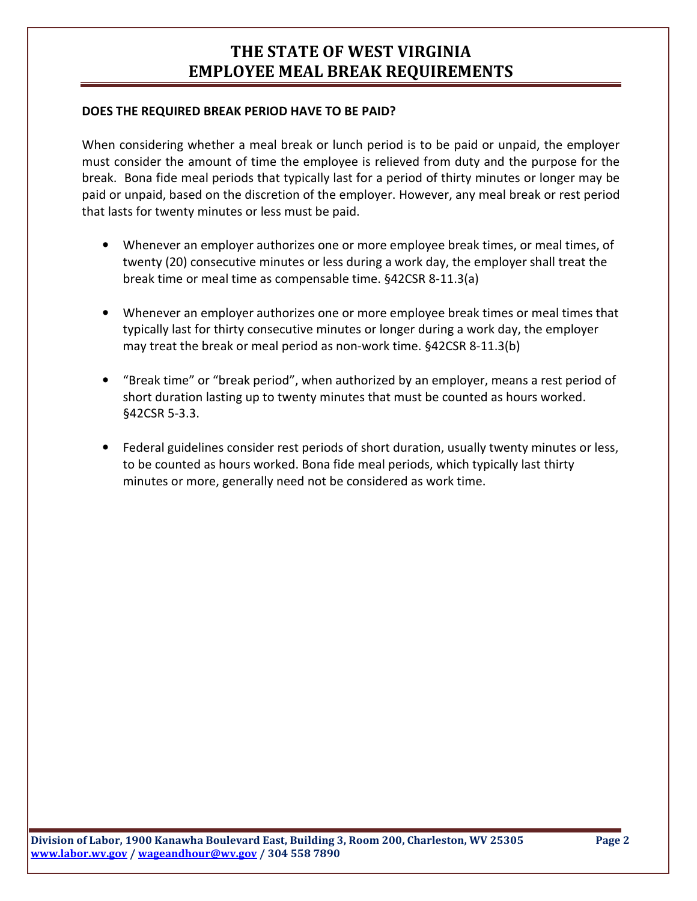# THE STATE OF WEST VIRGINIA EMPLOYEE MEAL BREAK REQUIREMENTS

**DOES THE REQUIRED BREAK PERIOD HAVE TO BE PAID?**

When considering whether a meal break or lunch period is to be paid or unpaid, the employer must consider the amount of time the employee is relieved from duty and the purpose for the break. Bona fide meal periods that typically last for a period of thirty minutes or longer may be paid or unpaid, based on the discretion of the employer. However, any meal break or rest period that lasts for twenty minutes or less must be paid.

- Whenever an employer authorizes one or more employee break times, or meal times, of twenty (20) consecutive minutes or less during a work day, the employer shall treat the break time or meal time as compensable time. §42CSR 8-11.3(a)
- Whenever an employer authorizes one or more employee break times or meal times that typically last for thirty consecutive minutes or longer during a work day, the employer may treat the break or meal period as non-work time. §42CSR 8-11.3(b)
- "Break time" or "break period", when authorized by an employer, means a rest period of short duration lasting up to twenty minutes that must be counted as hours worked. §42CSR 5-3.3.
- Federal guidelines consider rest periods of short duration, usually twenty minutes or less, to be counted as hours worked. Bona fide meal periods, which typically last thirty minutes or more, generally need not be considered as work time.

**Division of Labor, 1900 Kanawha Boulevard East, Building 3, Room 200, Charleston, WV 25305**
**[www.labor.wv.gov](http://www.labor.wv.gov) / [wageandhour@wv.gov](mailto:wageandhour@wv.gov) / 304 558 7890**